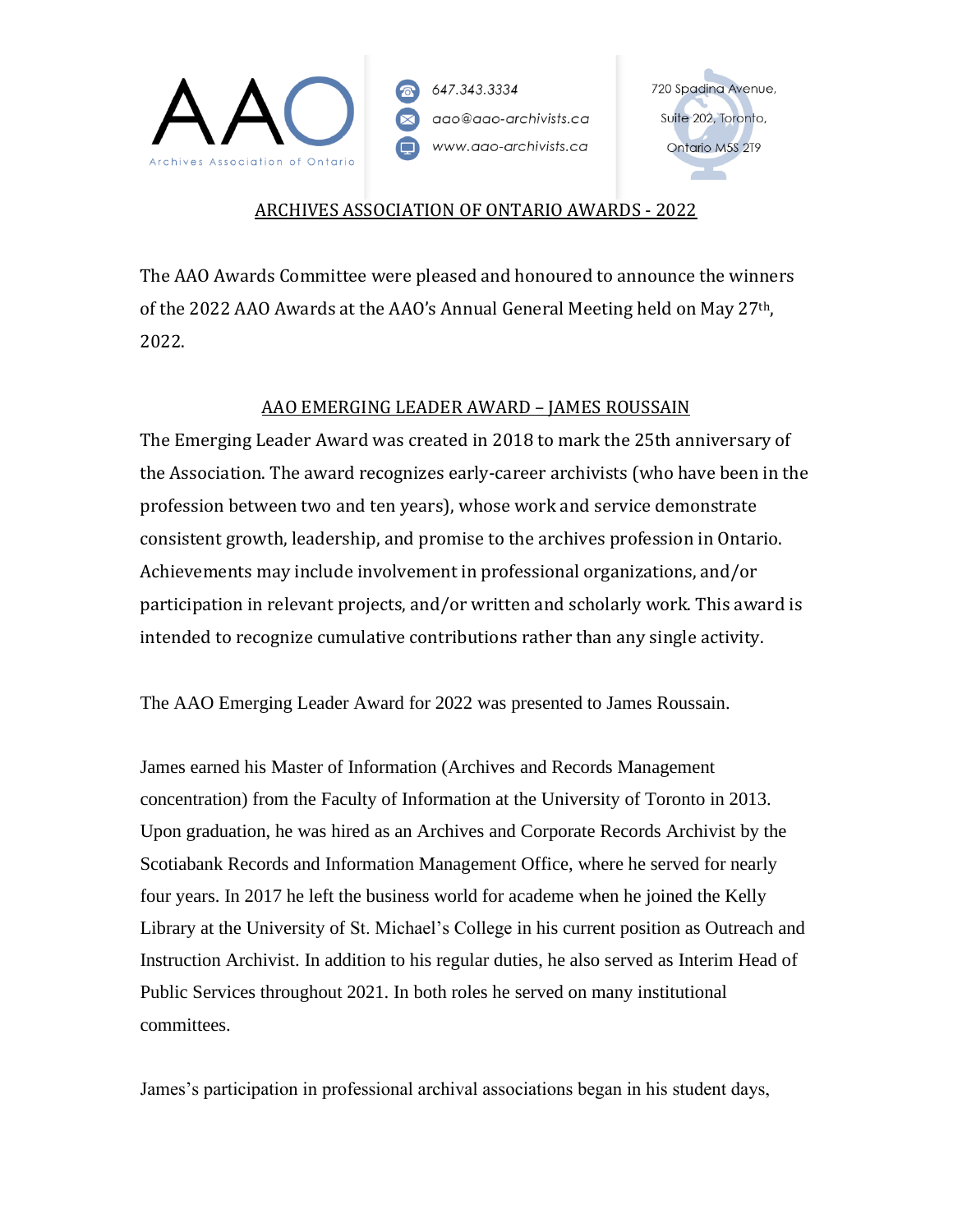AAO

Archives Association of Ontario

647.343.3334

aao@aao-archivists.ca

www.aao-archivists.ca

720 Spadina Avenue, Suite 202, Toronto, Ontario M5S 2T9

# ARCHIVES ASSOCIATION OF ONTARIO AWARDS - 2022

The AAO Awards Committee were pleased and honoured to announce the winners of the 2022 AAO Awards at the AAO's Annual General Meeting held on May 27th, 2022.

## AAO EMERGING LEADER AWARD – JAMES ROUSSAIN

The Emerging Leader Award was created in 2018 to mark the 25th anniversary of the Association. The award recognizes early-career archivists (who have been in the profession between two and ten years), whose work and service demonstrate consistent growth, leadership, and promise to the archives profession in Ontario. Achievements may include involvement in professional organizations, and/or participation in relevant projects, and/or written and scholarly work. This award is intended to recognize cumulative contributions rather than any single activity.

The AAO Emerging Leader Award for 2022 was presented to James Roussain.

James earned his Master of Information (Archives and Records Management concentration) from the Faculty of Information at the University of Toronto in 2013. Upon graduation, he was hired as an Archives and Corporate Records Archivist by the Scotiabank Records and Information Management Office, where he served for nearly four years. In 2017 he left the business world for academe when he joined the Kelly Library at the University of St. Michael's College in his current position as Outreach and Instruction Archivist. In addition to his regular duties, he also served as Interim Head of Public Services throughout 2021. In both roles he served on many institutional committees.

James's participation in professional archival associations began in his student days,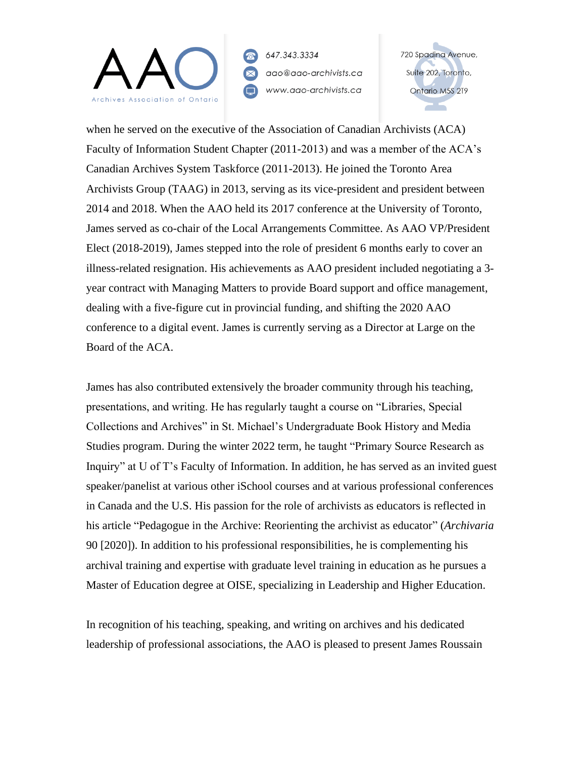when he served on the executive of the Association of Canadian Archivists (ACA) Faculty of Information Student Chapter (2011-2013) and was a member of the ACA's Canadian Archives System Taskforce (2011-2013). He joined the Toronto Area Archivists Group (TAAG) in 2013, serving as its vice-president and president between 2014 and 2018. When the AAO held its 2017 conference at the University of Toronto, James served as co-chair of the Local Arrangements Committee. As AAO VP/President Elect (2018-2019), James stepped into the role of president 6 months early to cover an illness-related resignation. His achievements as AAO president included negotiating a 3-year contract with Managing Matters to provide Board support and office management, dealing with a five-figure cut in provincial funding, and shifting the 2020 AAO conference to a digital event. James is currently serving as a Director at Large on the Board of the ACA.

James has also contributed extensively the broader community through his teaching, presentations, and writing. He has regularly taught a course on "Libraries, Special Collections and Archives" in St. Michael's Undergraduate Book History and Media Studies program. During the winter 2022 term, he taught "Primary Source Research as Inquiry" at U of T's Faculty of Information. In addition, he has served as an invited guest speaker/panelist at various other iSchool courses and at various professional conferences in Canada and the U.S. His passion for the role of archivists as educators is reflected in his article "Pedagogue in the Archive: Reorienting the archivist as educator" (*Archivaria* 90 [2020]). In addition to his professional responsibilities, he is complementing his archival training and expertise with graduate level training in education as he pursues a Master of Education degree at OISE, specializing in Leadership and Higher Education.

In recognition of his teaching, speaking, and writing on archives and his dedicated leadership of professional associations, the AAO is pleased to present James Roussain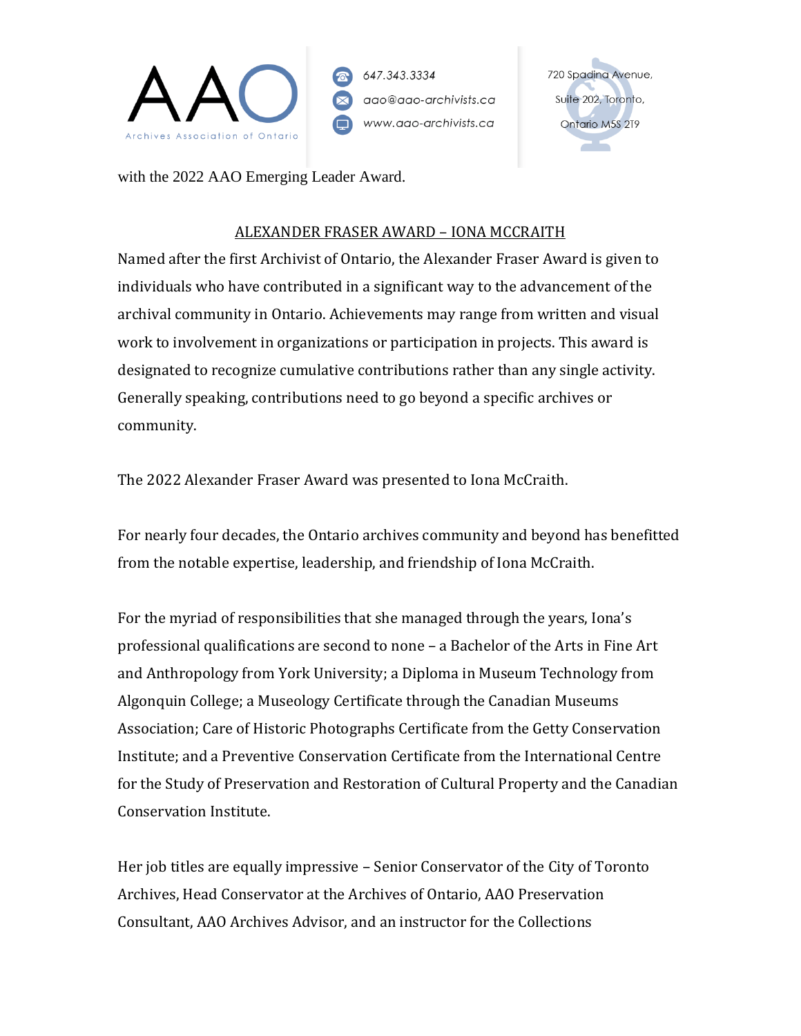with the 2022 AAO Emerging Leader Award.

## ALEXANDER FRASER AWARD – IONA MCCRAITH

Named after the first Archivist of Ontario, the Alexander Fraser Award is given to individuals who have contributed in a significant way to the advancement of the archival community in Ontario. Achievements may range from written and visual work to involvement in organizations or participation in projects. This award is designated to recognize cumulative contributions rather than any single activity. Generally speaking, contributions need to go beyond a specific archives or community.

The 2022 Alexander Fraser Award was presented to Iona McCraith.

For nearly four decades, the Ontario archives community and beyond has benefitted from the notable expertise, leadership, and friendship of Iona McCraith.

For the myriad of responsibilities that she managed through the years, Iona's professional qualifications are second to none – a Bachelor of the Arts in Fine Art and Anthropology from York University; a Diploma in Museum Technology from Algonquin College; a Museology Certificate through the Canadian Museums Association; Care of Historic Photographs Certificate from the Getty Conservation Institute; and a Preventive Conservation Certificate from the International Centre for the Study of Preservation and Restoration of Cultural Property and the Canadian Conservation Institute.

Her job titles are equally impressive – Senior Conservator of the City of Toronto Archives, Head Conservator at the Archives of Ontario, AAO Preservation Consultant, AAO Archives Advisor, and an instructor for the Collections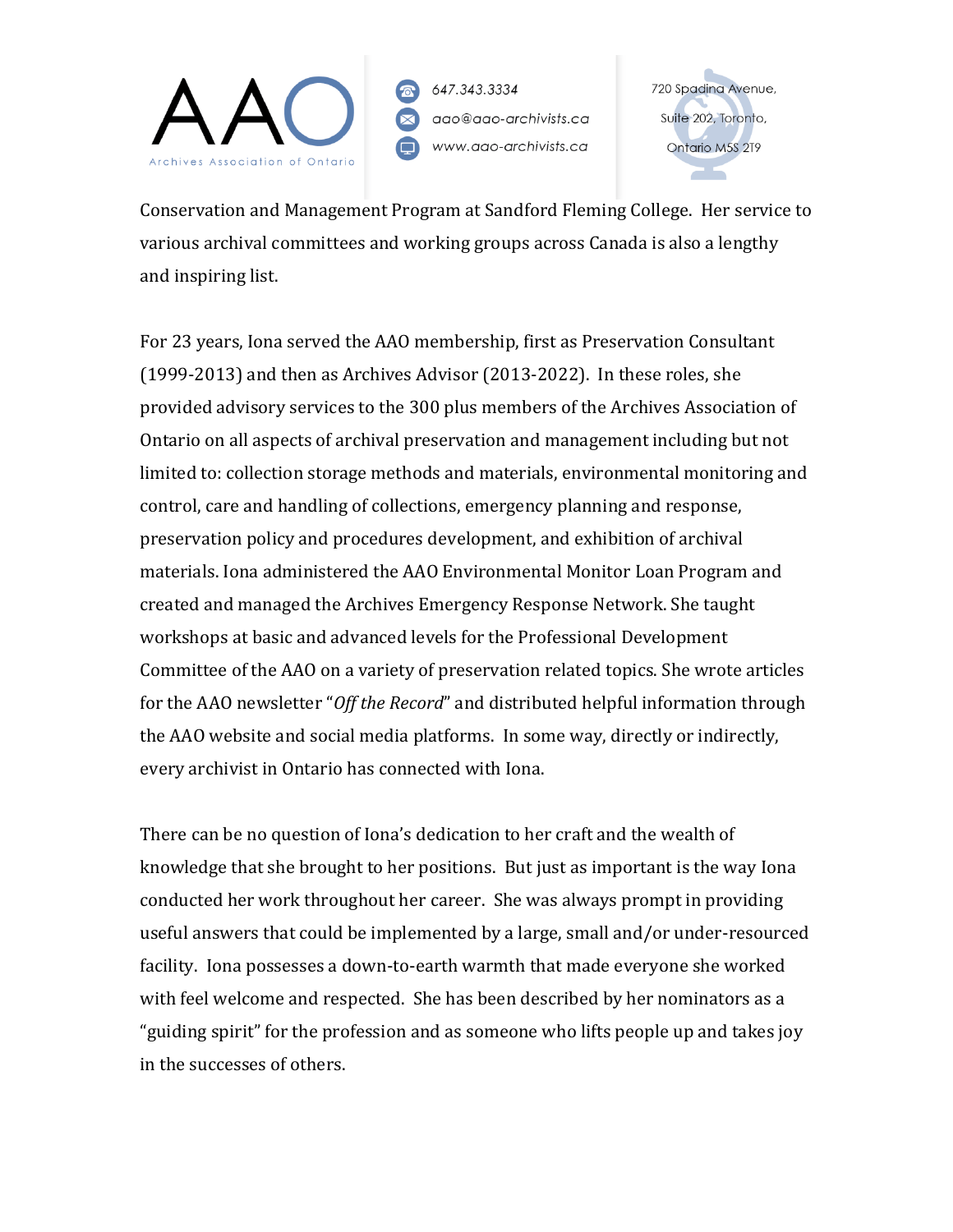Conservation and Management Program at Sandford Fleming College. Her service to various archival committees and working groups across Canada is also a lengthy and inspiring list.

For 23 years, Iona served the AAO membership, first as Preservation Consultant (1999-2013) and then as Archives Advisor (2013-2022). In these roles, she provided advisory services to the 300 plus members of the Archives Association of Ontario on all aspects of archival preservation and management including but not limited to: collection storage methods and materials, environmental monitoring and control, care and handling of collections, emergency planning and response, preservation policy and procedures development, and exhibition of archival materials. Iona administered the AAO Environmental Monitor Loan Program and created and managed the Archives Emergency Response Network. She taught workshops at basic and advanced levels for the Professional Development Committee of the AAO on a variety of preservation related topics. She wrote articles for the AAO newsletter "*Off the Record*" and distributed helpful information through the AAO website and social media platforms. In some way, directly or indirectly, every archivist in Ontario has connected with Iona.

There can be no question of Iona's dedication to her craft and the wealth of knowledge that she brought to her positions. But just as important is the way Iona conducted her work throughout her career. She was always prompt in providing useful answers that could be implemented by a large, small and/or under-resourced facility. Iona possesses a down-to-earth warmth that made everyone she worked with feel welcome and respected. She has been described by her nominators as a "guiding spirit" for the profession and as someone who lifts people up and takes joy in the successes of others.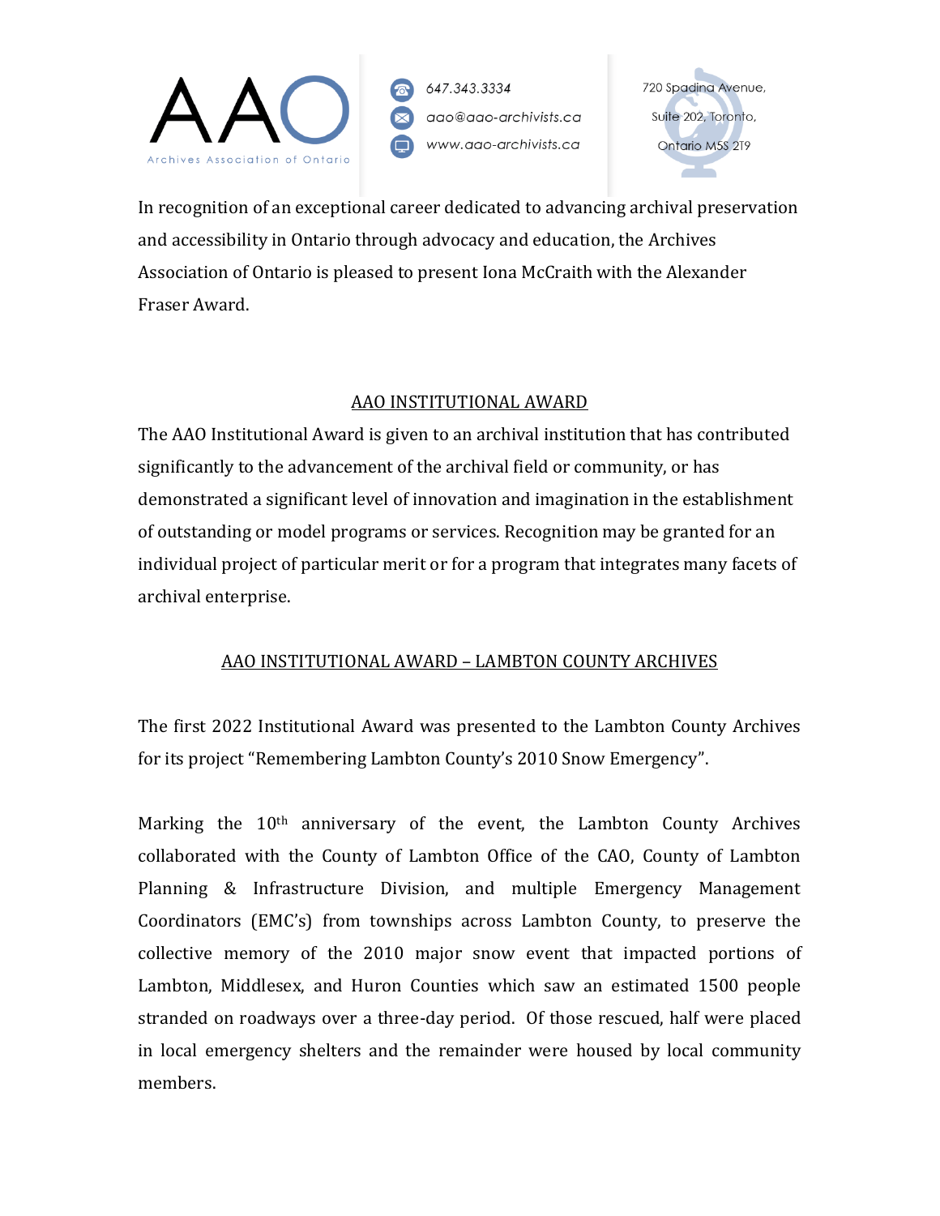In recognition of an exceptional career dedicated to advancing archival preservation and accessibility in Ontario through advocacy and education, the Archives Association of Ontario is pleased to present Iona McCraith with the Alexander Fraser Award.

## AAO INSTITUTIONAL AWARD

The AAO Institutional Award is given to an archival institution that has contributed significantly to the advancement of the archival field or community, or has demonstrated a significant level of innovation and imagination in the establishment of outstanding or model programs or services. Recognition may be granted for an individual project of particular merit or for a program that integrates many facets of archival enterprise.

## AAO INSTITUTIONAL AWARD – LAMBTON COUNTY ARCHIVES

The first 2022 Institutional Award was presented to the Lambton County Archives for its project “Remembering Lambton County’s 2010 Snow Emergency”.

Marking the 10th anniversary of the event, the Lambton County Archives collaborated with the County of Lambton Office of the CAO, County of Lambton Planning & Infrastructure Division, and multiple Emergency Management Coordinators (EMC’s) from townships across Lambton County, to preserve the collective memory of the 2010 major snow event that impacted portions of Lambton, Middlesex, and Huron Counties which saw an estimated 1500 people stranded on roadways over a three-day period. Of those rescued, half were placed in local emergency shelters and the remainder were housed by local community members.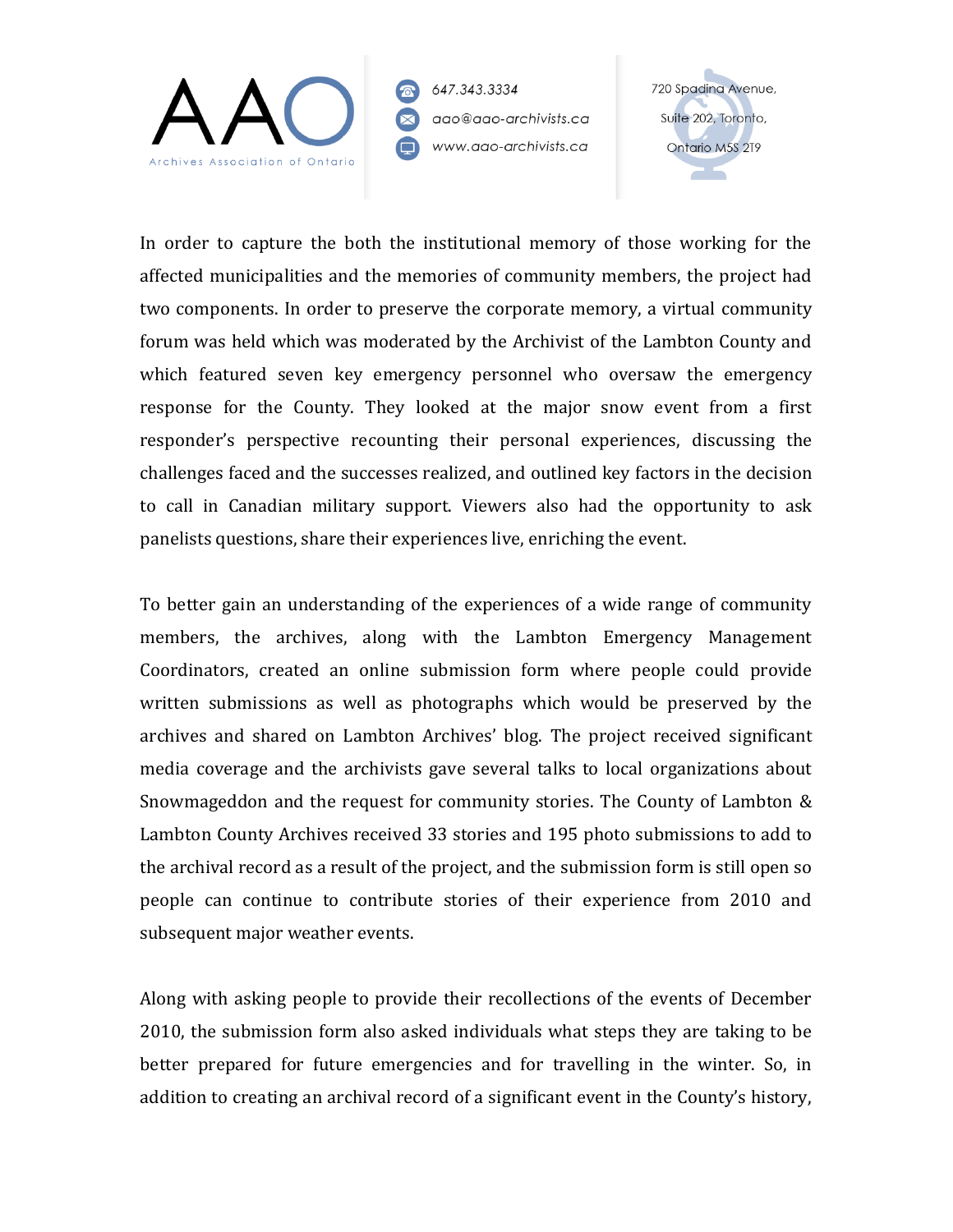In order to capture the both the institutional memory of those working for the affected municipalities and the memories of community members, the project had two components. In order to preserve the corporate memory, a virtual community forum was held which was moderated by the Archivist of the Lambton County and which featured seven key emergency personnel who oversaw the emergency response for the County. They looked at the major snow event from a first responder's perspective recounting their personal experiences, discussing the challenges faced and the successes realized, and outlined key factors in the decision to call in Canadian military support. Viewers also had the opportunity to ask panelists questions, share their experiences live, enriching the event.

To better gain an understanding of the experiences of a wide range of community members, the archives, along with the Lambton Emergency Management Coordinators, created an online submission form where people could provide written submissions as well as photographs which would be preserved by the archives and shared on Lambton Archives' blog. The project received significant media coverage and the archivists gave several talks to local organizations about Snowmageddon and the request for community stories. The County of Lambton & Lambton County Archives received 33 stories and 195 photo submissions to add to the archival record as a result of the project, and the submission form is still open so people can continue to contribute stories of their experience from 2010 and subsequent major weather events.

Along with asking people to provide their recollections of the events of December 2010, the submission form also asked individuals what steps they are taking to be better prepared for future emergencies and for travelling in the winter. So, in addition to creating an archival record of a significant event in the County's history,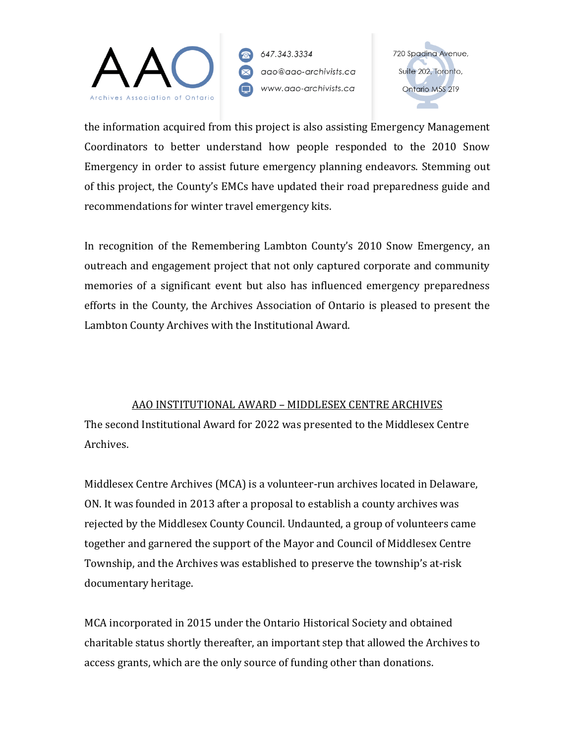the information acquired from this project is also assisting Emergency Management Coordinators to better understand how people responded to the 2010 Snow Emergency in order to assist future emergency planning endeavors. Stemming out of this project, the County's EMCs have updated their road preparedness guide and recommendations for winter travel emergency kits.

In recognition of the Remembering Lambton County's 2010 Snow Emergency, an outreach and engagement project that not only captured corporate and community memories of a significant event but also has influenced emergency preparedness efforts in the County, the Archives Association of Ontario is pleased to present the Lambton County Archives with the Institutional Award.

## AAO INSTITUTIONAL AWARD – MIDDLESEX CENTRE ARCHIVES

The second Institutional Award for 2022 was presented to the Middlesex Centre Archives.

Middlesex Centre Archives (MCA) is a volunteer-run archives located in Delaware, ON. It was founded in 2013 after a proposal to establish a county archives was rejected by the Middlesex County Council. Undaunted, a group of volunteers came together and garnered the support of the Mayor and Council of Middlesex Centre Township, and the Archives was established to preserve the township's at-risk documentary heritage.

MCA incorporated in 2015 under the Ontario Historical Society and obtained charitable status shortly thereafter, an important step that allowed the Archives to access grants, which are the only source of funding other than donations.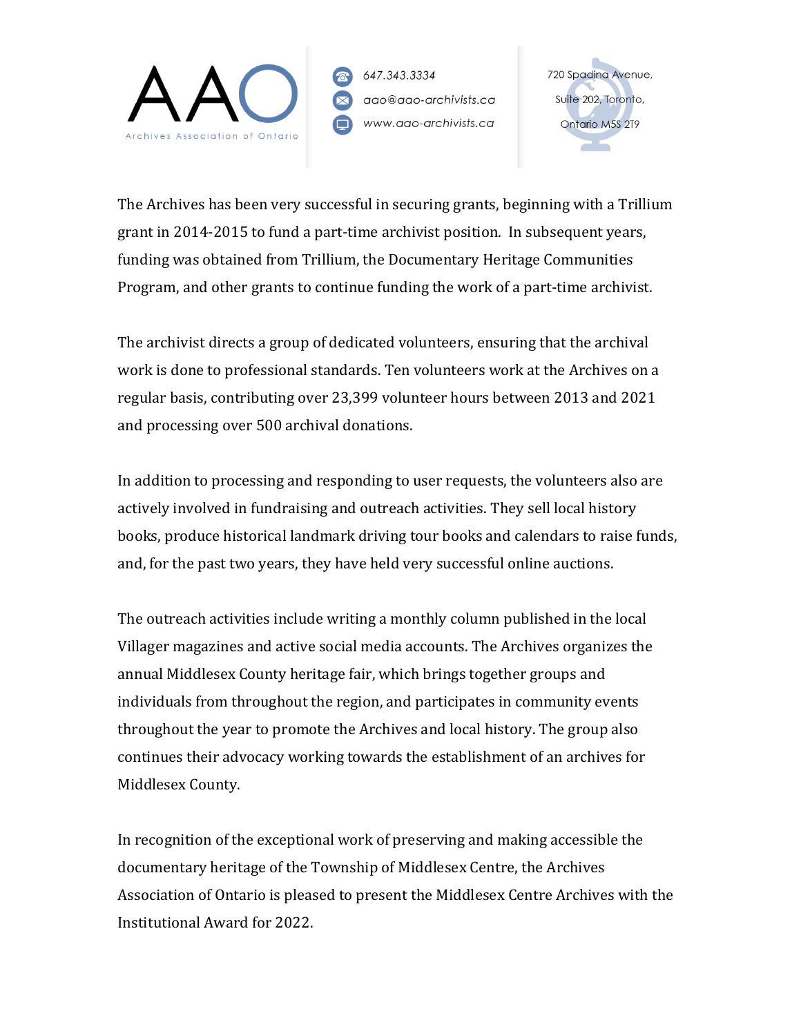The Archives has been very successful in securing grants, beginning with a Trillium grant in 2014-2015 to fund a part-time archivist position. In subsequent years, funding was obtained from Trillium, the Documentary Heritage Communities Program, and other grants to continue funding the work of a part-time archivist.

The archivist directs a group of dedicated volunteers, ensuring that the archival work is done to professional standards. Ten volunteers work at the Archives on a regular basis, contributing over 23,399 volunteer hours between 2013 and 2021 and processing over 500 archival donations.

In addition to processing and responding to user requests, the volunteers also are actively involved in fundraising and outreach activities. They sell local history books, produce historical landmark driving tour books and calendars to raise funds, and, for the past two years, they have held very successful online auctions.

The outreach activities include writing a monthly column published in the local Villager magazines and active social media accounts. The Archives organizes the annual Middlesex County heritage fair, which brings together groups and individuals from throughout the region, and participates in community events throughout the year to promote the Archives and local history. The group also continues their advocacy working towards the establishment of an archives for Middlesex County.

In recognition of the exceptional work of preserving and making accessible the documentary heritage of the Township of Middlesex Centre, the Archives Association of Ontario is pleased to present the Middlesex Centre Archives with the Institutional Award for 2022.